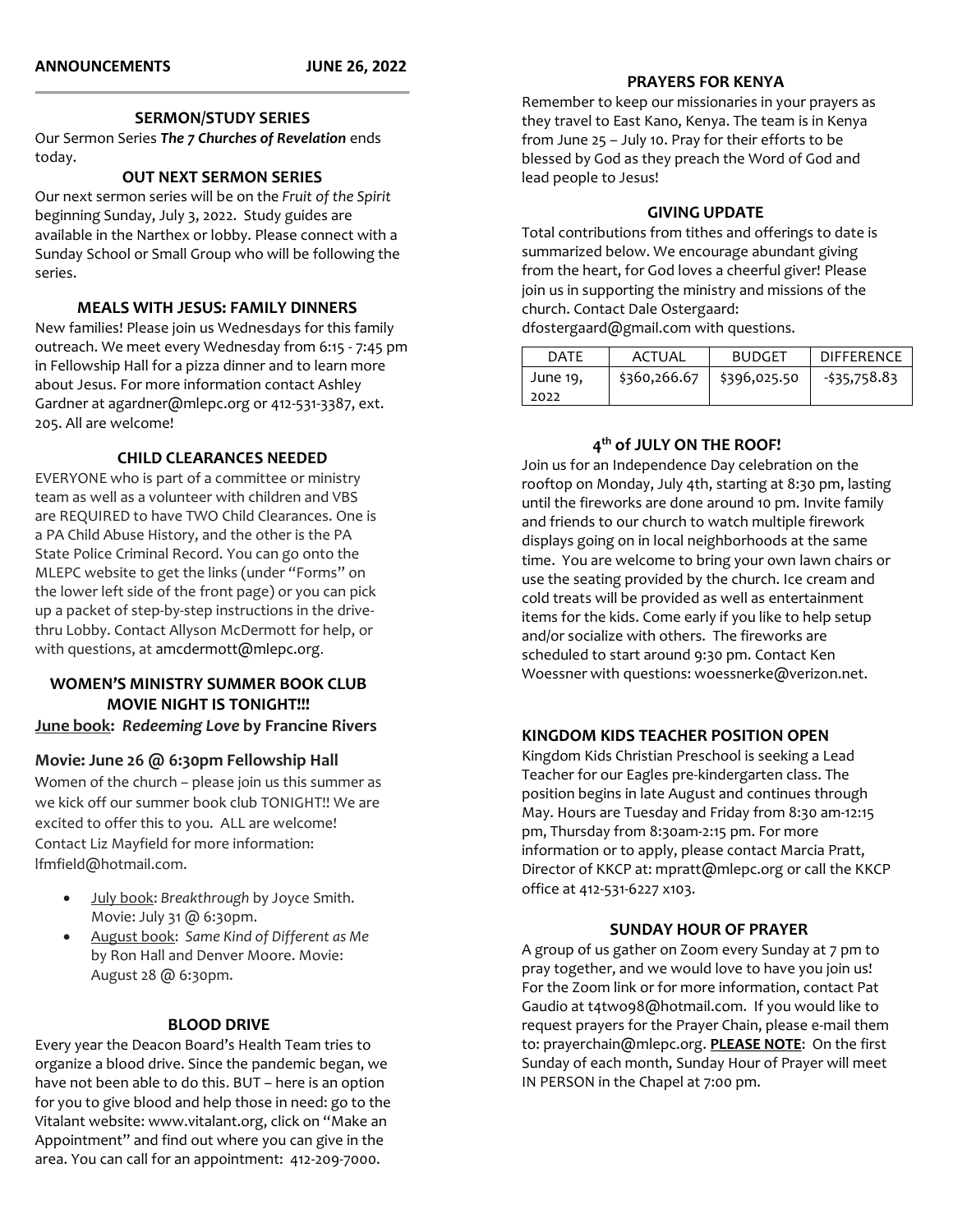**ANNOUNCEMENTS JUNE 26, 2022**

### SERMON/STUDY SERIES

Our Sermon Series ***The 7 Churches of Revelation*** ends today.

### OUT NEXT SERMON SERIES

Our next sermon series will be on the *Fruit of the Spirit* beginning Sunday, July 3, 2022. Study guides are available in the Narthex or lobby. Please connect with a Sunday School or Small Group who will be following the series.

### MEALS WITH JESUS: FAMILY DINNERS

New families! Please join us Wednesdays for this family outreach. We meet every Wednesday from 6:15 - 7:45 pm in Fellowship Hall for a pizza dinner and to learn more about Jesus. For more information contact Ashley Gardner at agardner@mlepc.org or 412-531-3387, ext. 205. All are welcome!

### CHILD CLEARANCES NEEDED

EVERYONE who is part of a committee or ministry team as well as a volunteer with children and VBS are REQUIRED to have TWO Child Clearances. One is a PA Child Abuse History, and the other is the PA State Police Criminal Record. You can go onto the MLEPC website to get the links (under "Forms" on the lower left side of the front page) or you can pick up a packet of step-by-step instructions in the drive-thru Lobby. Contact Allyson McDermott for help, or with questions, at amcdermott@mlepc.org.

### WOMEN'S MINISTRY SUMMER BOOK CLUB MOVIE NIGHT IS TONIGHT!!!

**June book: *Redeeming Love* by Francine Rivers**

**Movie: June 26 @ 6:30pm Fellowship Hall**

Women of the church – please join us this summer as we kick off our summer book club TONIGHT!! We are excited to offer this to you. ALL are welcome! Contact Liz Mayfield for more information: lfmfield@hotmail.com.

- July book: *Breakthrough* by Joyce Smith. Movie: July 31 @ 6:30pm.
- August book: *Same Kind of Different as Me* by Ron Hall and Denver Moore. Movie: August 28 @ 6:30pm.

### BLOOD DRIVE

Every year the Deacon Board's Health Team tries to organize a blood drive. Since the pandemic began, we have not been able to do this. BUT – here is an option for you to give blood and help those in need: go to the Vitalant website: www.vitalant.org, click on "Make an Appointment" and find out where you can give in the area. You can call for an appointment: 412-209-7000.

### PRAYERS FOR KENYA

Remember to keep our missionaries in your prayers as they travel to East Kano, Kenya. The team is in Kenya from June 25 – July 10. Pray for their efforts to be blessed by God as they preach the Word of God and lead people to Jesus!

### GIVING UPDATE

Total contributions from tithes and offerings to date is summarized below. We encourage abundant giving from the heart, for God loves a cheerful giver! Please join us in supporting the ministry and missions of the church. Contact Dale Ostergaard: dfostergaard@gmail.com with questions.

| DATE | ACTUAL | BUDGET | DIFFERENCE |
|---|---|---|---|
| June 19, 2022 | $360,266.67 | $396,025.50 | -$35,758.83 |

### 4th of JULY ON THE ROOF!

Join us for an Independence Day celebration on the rooftop on Monday, July 4th, starting at 8:30 pm, lasting until the fireworks are done around 10 pm. Invite family and friends to our church to watch multiple firework displays going on in local neighborhoods at the same time. You are welcome to bring your own lawn chairs or use the seating provided by the church. Ice cream and cold treats will be provided as well as entertainment items for the kids. Come early if you like to help setup and/or socialize with others. The fireworks are scheduled to start around 9:30 pm. Contact Ken Woessner with questions: woessnerke@verizon.net.

### KINGDOM KIDS TEACHER POSITION OPEN

Kingdom Kids Christian Preschool is seeking a Lead Teacher for our Eagles pre-kindergarten class. The position begins in late August and continues through May. Hours are Tuesday and Friday from 8:30 am-12:15 pm, Thursday from 8:30am-2:15 pm. For more information or to apply, please contact Marcia Pratt, Director of KKCP at: mpratt@mlepc.org or call the KKCP office at 412-531-6227 x103.

### SUNDAY HOUR OF PRAYER

A group of us gather on Zoom every Sunday at 7 pm to pray together, and we would love to have you join us! For the Zoom link or for more information, contact Pat Gaudio at t4two98@hotmail.com. If you would like to request prayers for the Prayer Chain, please e-mail them to: prayerchain@mlepc.org. **PLEASE NOTE**: On the first Sunday of each month, Sunday Hour of Prayer will meet IN PERSON in the Chapel at 7:00 pm.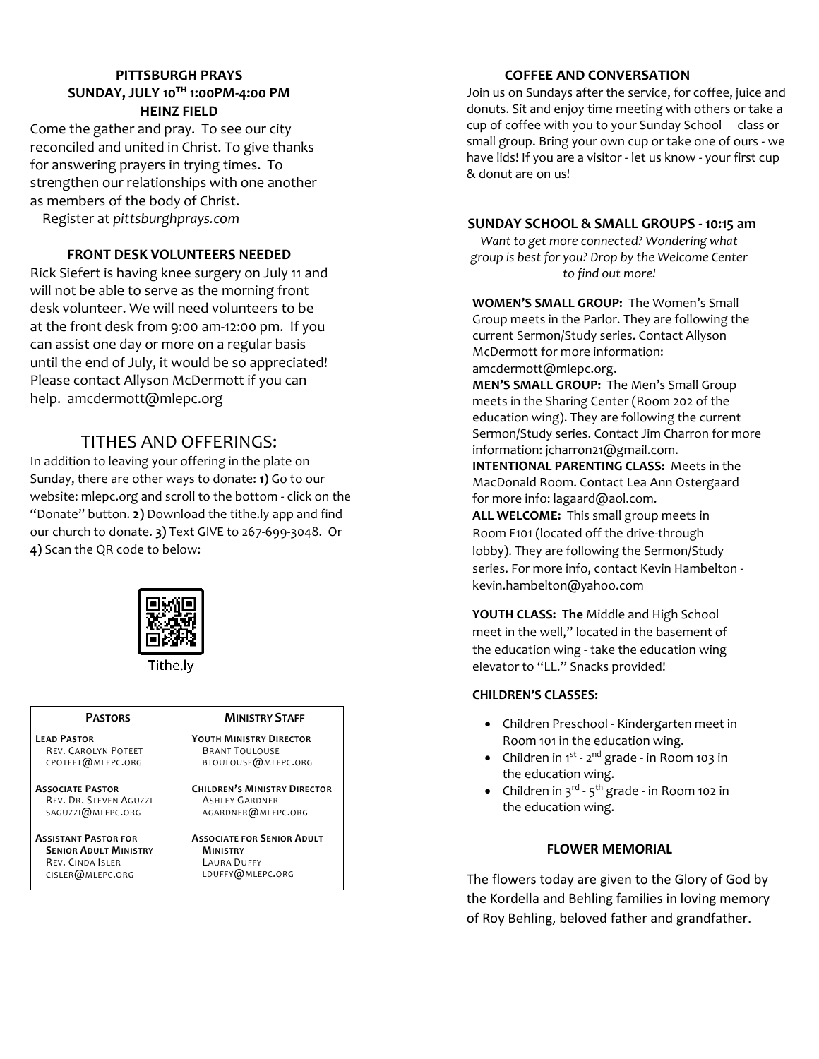### PITTSBURGH PRAYS
### SUNDAY, JULY 10TH 1:00PM-4:00 PM
### HEINZ FIELD

Come the gather and pray. To see our city reconciled and united in Christ. To give thanks for answering prayers in trying times. To strengthen our relationships with one another as members of the body of Christ.

Register at *pittsburghprays.com*

### FRONT DESK VOLUNTEERS NEEDED

Rick Siefert is having knee surgery on July 11 and will not be able to serve as the morning front desk volunteer. We will need volunteers to be at the front desk from 9:00 am-12:00 pm. If you can assist one day or more on a regular basis until the end of July, it would be so appreciated! Please contact Allyson McDermott if you can help. amcdermott@mlepc.org

## TITHES AND OFFERINGS:

In addition to leaving your offering in the plate on Sunday, there are other ways to donate: **1)** Go to our website: mlepc.org and scroll to the bottom - click on the "Donate" button. **2)** Download the tithe.ly app and find our church to donate. **3)** Text GIVE to 267-699-3048. Or **4)** Scan the QR code to below:

Tithe.ly

| **Pastors** | **Ministry Staff** |
|---|---|
| **Lead Pastor**<br>Rev. Carolyn Poteet<br>cpoteet@mlepc.org | **Youth Ministry Director**<br>Brant Toulouse<br>btoulouse@mlepc.org |
| **Associate Pastor**<br>Rev. Dr. Steven Aguzzi<br>saguzzi@mlepc.org | **Children's Ministry Director**<br>Ashley Gardner<br>agardner@mlepc.org |
| **Assistant Pastor for Senior Adult Ministry**<br>Rev. Cinda Isler<br>cisler@mlepc.org | **Associate for Senior Adult Ministry**<br>Laura Duffy<br>lduffy@mlepc.org |

### COFFEE AND CONVERSATION

Join us on Sundays after the service, for coffee, juice and donuts. Sit and enjoy time meeting with others or take a cup of coffee with you to your Sunday School class or small group. Bring your own cup or take one of ours - we have lids! If you are a visitor - let us know - your first cup & donut are on us!

### SUNDAY SCHOOL & SMALL GROUPS - 10:15 am

*Want to get more connected? Wondering what group is best for you? Drop by the Welcome Center to find out more!*

**WOMEN'S SMALL GROUP:** The Women's Small Group meets in the Parlor. They are following the current Sermon/Study series. Contact Allyson McDermott for more information: amcdermott@mlepc.org.

**MEN'S SMALL GROUP:** The Men's Small Group meets in the Sharing Center (Room 202 of the education wing). They are following the current Sermon/Study series. Contact Jim Charron for more information: jcharron21@gmail.com.

**INTENTIONAL PARENTING CLASS:** Meets in the MacDonald Room. Contact Lea Ann Ostergaard for more info: lagaard@aol.com.

**ALL WELCOME:** This small group meets in Room F101 (located off the drive-through lobby). They are following the Sermon/Study series. For more info, contact Kevin Hambelton - kevin.hambelton@yahoo.com

**YOUTH CLASS: The** Middle and High School meet in the well," located in the basement of the education wing - take the education wing elevator to "LL." Snacks provided!

**CHILDREN'S CLASSES:**

- Children Preschool - Kindergarten meet in Room 101 in the education wing.
- Children in 1st - 2nd grade - in Room 103 in the education wing.
- Children in 3rd - 5th grade - in Room 102 in the education wing.

### FLOWER MEMORIAL

The flowers today are given to the Glory of God by the Kordella and Behling families in loving memory of Roy Behling, beloved father and grandfather.